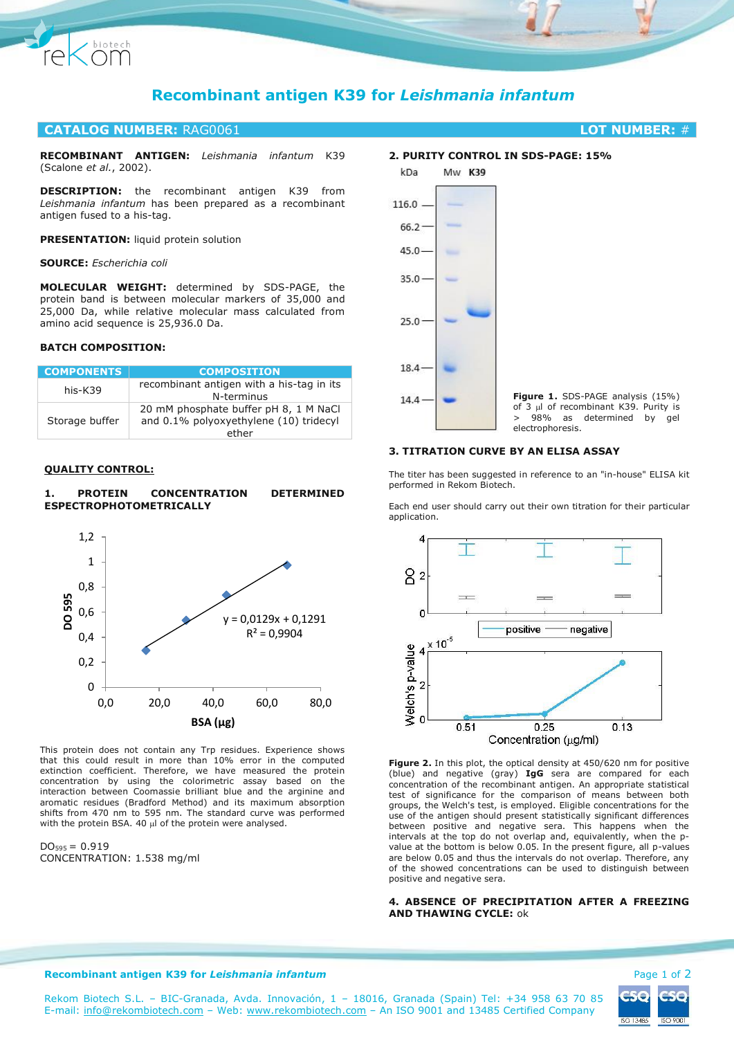# Recombinant antigen K39 for *Leishmania infantum*

## CATALOG NUMBER: RAG0061 — LOT NUMBER: #

**RECOMBINANT ANTIGEN:** *Leishmania infantum* K39 (Scalone *et al.*, 2002).

**DESCRIPTION:** the recombinant antigen K39 from *Leishmania infantum* has been prepared as a recombinant antigen fused to a his-tag.

**PRESENTATION:** liquid protein solution

**SOURCE:** *Escherichia coli*

**MOLECULAR WEIGHT:** determined by SDS-PAGE, the protein band is between molecular markers of 35,000 and 25,000 Da, while relative molecular mass calculated from amino acid sequence is 25,936.0 Da.

**BATCH COMPOSITION:**

| COMPONENTS | COMPOSITION |
|---|---|
| his-K39 | recombinant antigen with a his-tag in its N-terminus |
| Storage buffer | 20 mM phosphate buffer pH 8, 1 M NaCl and 0.1% polyoxyethylene (10) tridecyl ether |

**QUALITY CONTROL:**

**1. PROTEIN CONCENTRATION DETERMINED ESPECTROPHOTOMETRICALLY**

$y = 0,0129x + 0,1291$

$R^2 = 0,9904$

This protein does not contain any Trp residues. Experience shows that this could result in more than 10% error in the computed extinction coefficient. Therefore, we have measured the protein concentration by using the colorimetric assay based on the interaction between Coomassie brilliant blue and the arginine and aromatic residues (Bradford Method) and its maximum absorption shifts from 470 nm to 595 nm. The standard curve was performed with the protein BSA. 40 µl of the protein were analysed.

$DO_{595} = 0.919$

CONCENTRATION: 1.538 mg/ml

**2. PURITY CONTROL IN SDS-PAGE: 15%**

**Figure 1.** SDS-PAGE analysis (15%) of 3 µl of recombinant K39. Purity is > 98% as determined by gel electrophoresis.

**3. TITRATION CURVE BY AN ELISA ASSAY**

The titer has been suggested in reference to an "in-house" ELISA kit performed in Rekom Biotech.

Each end user should carry out their own titration for their particular application.

**Figure 2.** In this plot, the optical density at 450/620 nm for positive (blue) and negative (gray) **IgG** sera are compared for each concentration of the recombinant antigen. An appropriate statistical test of significance for the comparison of means between both groups, the Welch's test, is employed. Eligible concentrations for the use of the antigen should present statistically significant differences between positive and negative sera. This happens when the intervals at the top do not overlap and, equivalently, when the p-value at the bottom is below 0.05. In the present figure, all p-values are below 0.05 and thus the intervals do not overlap. Therefore, any of the showed concentrations can be used to distinguish between positive and negative sera.

**4. ABSENCE OF PRECIPITATION AFTER A FREEZING AND THAWING CYCLE:** ok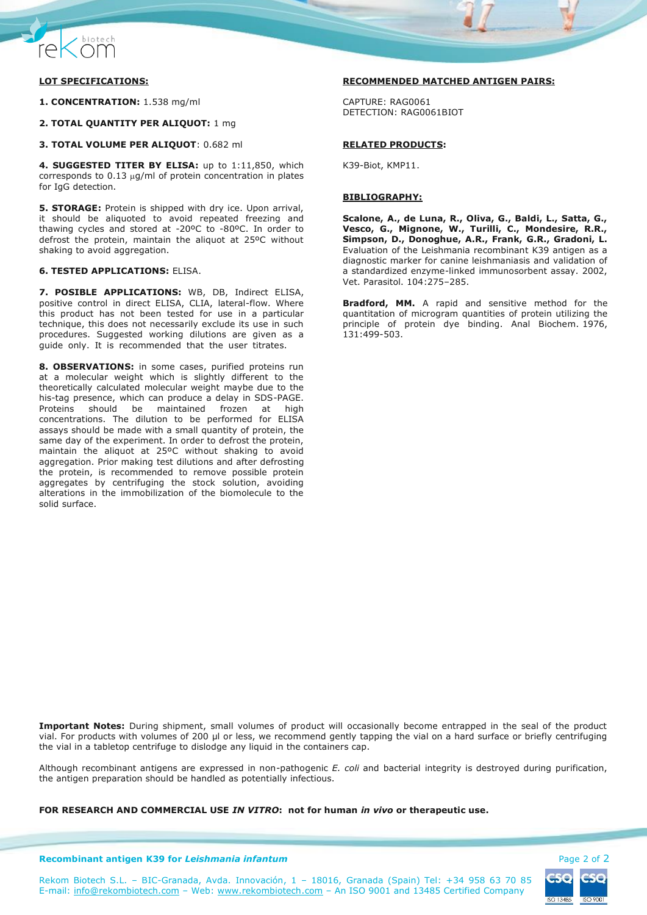## LOT SPECIFICATIONS:

**1. CONCENTRATION:** 1.538 mg/ml

**2. TOTAL QUANTITY PER ALIQUOT:** 1 mg

**3. TOTAL VOLUME PER ALIQUOT**: 0.682 ml

**4. SUGGESTED TITER BY ELISA:** up to 1:11,850, which corresponds to 0.13 μg/ml of protein concentration in plates for IgG detection.

**5. STORAGE:** Protein is shipped with dry ice. Upon arrival, it should be aliquoted to avoid repeated freezing and thawing cycles and stored at -20ºC to -80ºC. In order to defrost the protein, maintain the aliquot at 25ºC without shaking to avoid aggregation.

**6. TESTED APPLICATIONS:** ELISA.

**7. POSIBLE APPLICATIONS:** WB, DB, Indirect ELISA, positive control in direct ELISA, CLIA, lateral-flow. Where this product has not been tested for use in a particular technique, this does not necessarily exclude its use in such procedures. Suggested working dilutions are given as a guide only. It is recommended that the user titrates.

**8. OBSERVATIONS:** in some cases, purified proteins run at a molecular weight which is slightly different to the theoretically calculated molecular weight maybe due to the his-tag presence, which can produce a delay in SDS-PAGE. Proteins should be maintained frozen at high concentrations. The dilution to be performed for ELISA assays should be made with a small quantity of protein, the same day of the experiment. In order to defrost the protein, maintain the aliquot at 25ºC without shaking to avoid aggregation. Prior making test dilutions and after defrosting the protein, is recommended to remove possible protein aggregates by centrifuging the stock solution, avoiding alterations in the immobilization of the biomolecule to the solid surface.

## RECOMMENDED MATCHED ANTIGEN PAIRS:

CAPTURE: RAG0061
DETECTION: RAG0061BIOT

## RELATED PRODUCTS:

K39-Biot, KMP11.

## BIBLIOGRAPHY:

**Scalone, A., de Luna, R., Oliva, G., Baldi, L., Satta, G., Vesco, G., Mignone, W., Turilli, C., Mondesire, R.R., Simpson, D., Donoghue, A.R., Frank, G.R., Gradoni, L.** Evaluation of the Leishmania recombinant K39 antigen as a diagnostic marker for canine leishmaniasis and validation of a standardized enzyme-linked immunosorbent assay. 2002, Vet. Parasitol. 104:275–285.

**Bradford, MM.** A rapid and sensitive method for the quantitation of microgram quantities of protein utilizing the principle of protein dye binding. Anal Biochem. 1976, 131:499-503.

**Important Notes:** During shipment, small volumes of product will occasionally become entrapped in the seal of the product vial. For products with volumes of 200 µl or less, we recommend gently tapping the vial on a hard surface or briefly centrifuging the vial in a tabletop centrifuge to dislodge any liquid in the containers cap.

Although recombinant antigens are expressed in non-pathogenic *E. coli* and bacterial integrity is destroyed during purification, the antigen preparation should be handled as potentially infectious.

**FOR RESEARCH AND COMMERCIAL USE *IN VITRO*: not for human *in vivo* or therapeutic use.**